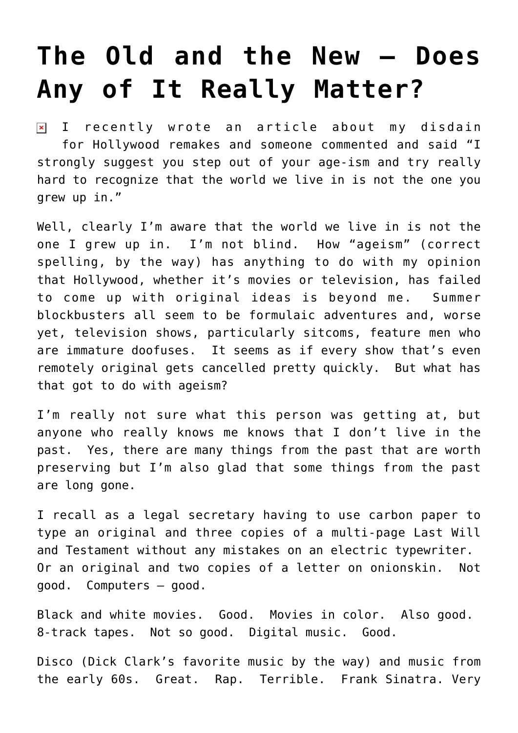# The Old and the New – Does Any of It Really Matter?

I recently wrote an article about my disdain for Hollywood remakes and someone commented and said "I strongly suggest you step out of your age-ism and try really hard to recognize that the world we live in is not the one you grew up in."

Well, clearly I'm aware that the world we live in is not the one I grew up in. I'm not blind. How "ageism" (correct spelling, by the way) has anything to do with my opinion that Hollywood, whether it's movies or television, has failed to come up with original ideas is beyond me. Summer blockbusters all seem to be formulaic adventures and, worse yet, television shows, particularly sitcoms, feature men who are immature doofuses. It seems as if every show that's even remotely original gets cancelled pretty quickly. But what has that got to do with ageism?

I'm really not sure what this person was getting at, but anyone who really knows me knows that I don't live in the past. Yes, there are many things from the past that are worth preserving but I'm also glad that some things from the past are long gone.

I recall as a legal secretary having to use carbon paper to type an original and three copies of a multi-page Last Will and Testament without any mistakes on an electric typewriter. Or an original and two copies of a letter on onionskin. Not good. Computers – good.

Black and white movies. Good. Movies in color. Also good. 8-track tapes. Not so good. Digital music. Good.

Disco (Dick Clark's favorite music by the way) and music from the early 60s. Great. Rap. Terrible. Frank Sinatra. Very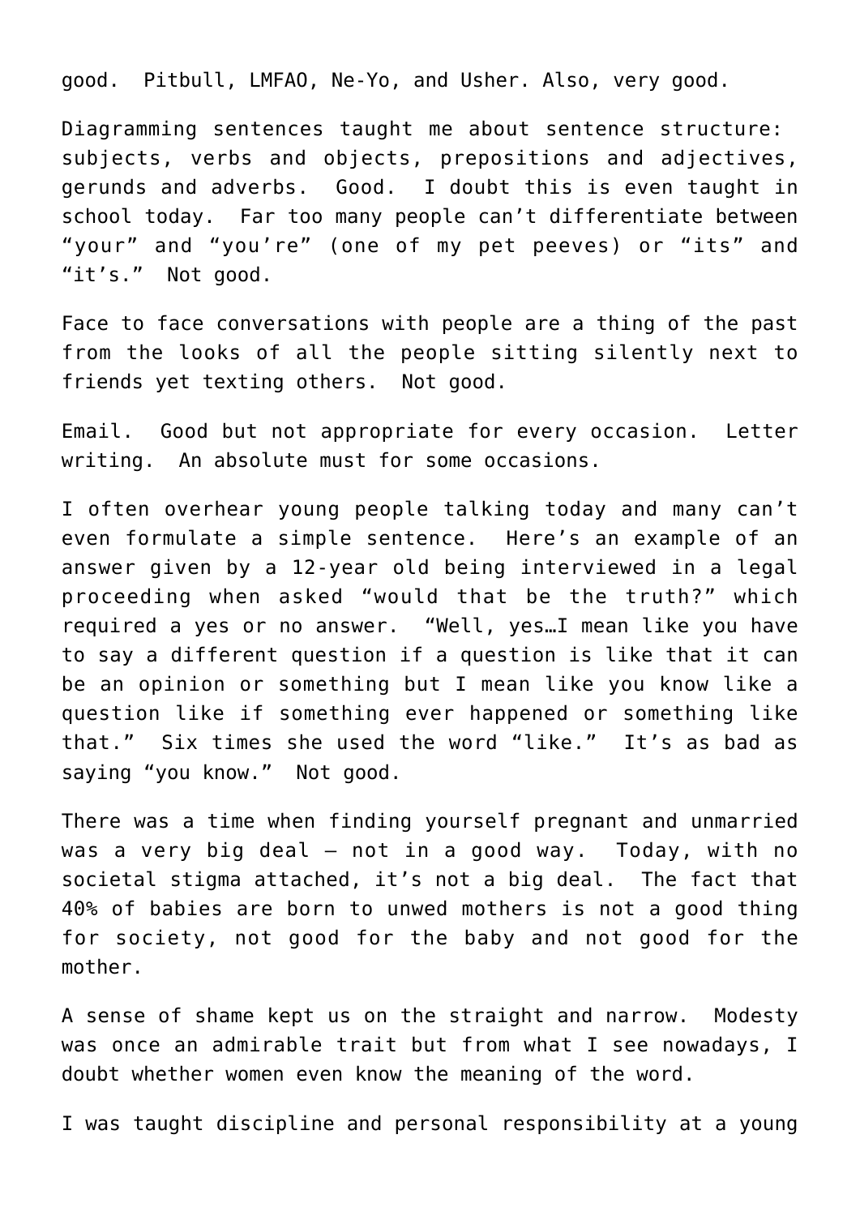good. Pitbull, LMFAO, Ne-Yo, and Usher. Also, very good.

Diagramming sentences taught me about sentence structure: subjects, verbs and objects, prepositions and adjectives, gerunds and adverbs. Good. I doubt this is even taught in school today. Far too many people can't differentiate between "your" and "you're" (one of my pet peeves) or "its" and "it's." Not good.

Face to face conversations with people are a thing of the past from the looks of all the people sitting silently next to friends yet texting others. Not good.

Email. Good but not appropriate for every occasion. Letter writing. An absolute must for some occasions.

I often overhear young people talking today and many can't even formulate a simple sentence. Here's an example of an answer given by a 12-year old being interviewed in a legal proceeding when asked "would that be the truth?" which required a yes or no answer. "Well, yes…I mean like you have to say a different question if a question is like that it can be an opinion or something but I mean like you know like a question like if something ever happened or something like that." Six times she used the word "like." It's as bad as saying "you know." Not good.

There was a time when finding yourself pregnant and unmarried was a very big deal – not in a good way. Today, with no societal stigma attached, it's not a big deal. The fact that 40% of babies are born to unwed mothers is not a good thing for society, not good for the baby and not good for the mother.

A sense of shame kept us on the straight and narrow. Modesty was once an admirable trait but from what I see nowadays, I doubt whether women even know the meaning of the word.

I was taught discipline and personal responsibility at a young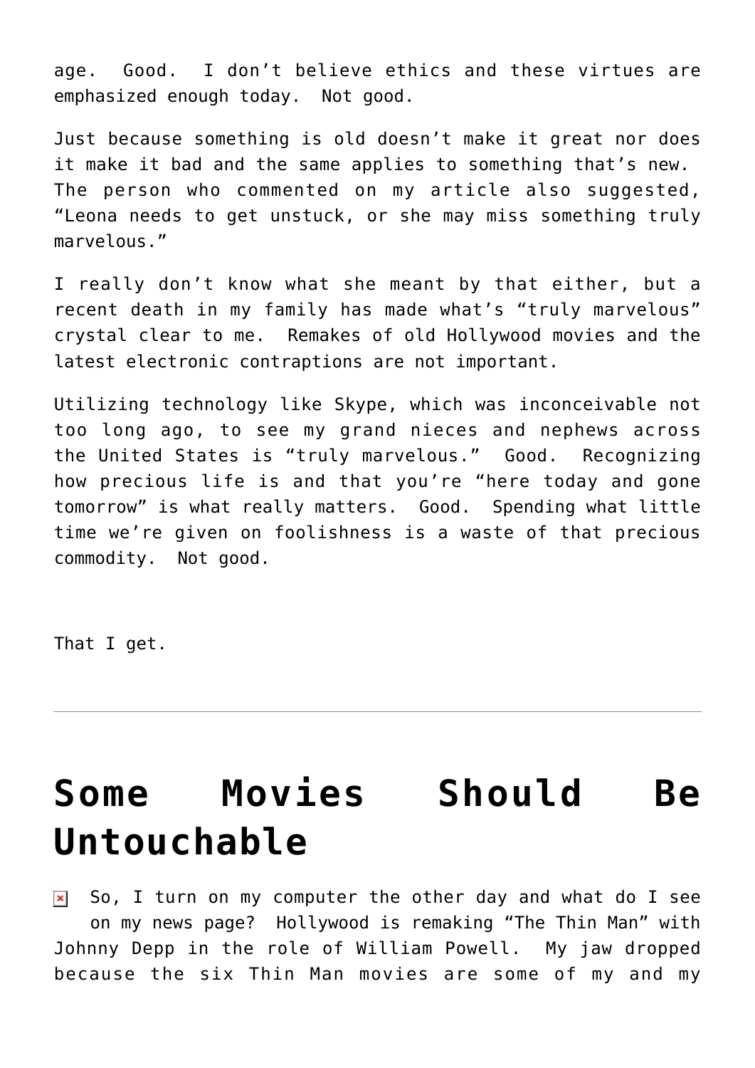age.  Good.  I don't believe ethics and these virtues are emphasized enough today.  Not good.

Just because something is old doesn't make it great nor does it make it bad and the same applies to something that's new.  The person who commented on my article also suggested, "Leona needs to get unstuck, or she may miss something truly marvelous."

I really don't know what she meant by that either, but a recent death in my family has made what's "truly marvelous" crystal clear to me.  Remakes of old Hollywood movies and the latest electronic contraptions are not important.

Utilizing technology like Skype, which was inconceivable not too long ago, to see my grand nieces and nephews across the United States is "truly marvelous."  Good.  Recognizing how precious life is and that you're "here today and gone tomorrow" is what really matters.  Good.  Spending what little time we're given on foolishness is a waste of that precious commodity.  Not good.

That I get.

---

# Some Movies Should Be Untouchable

So, I turn on my computer the other day and what do I see on my news page?  Hollywood is remaking "The Thin Man" with Johnny Depp in the role of William Powell.  My jaw dropped because the six Thin Man movies are some of my and my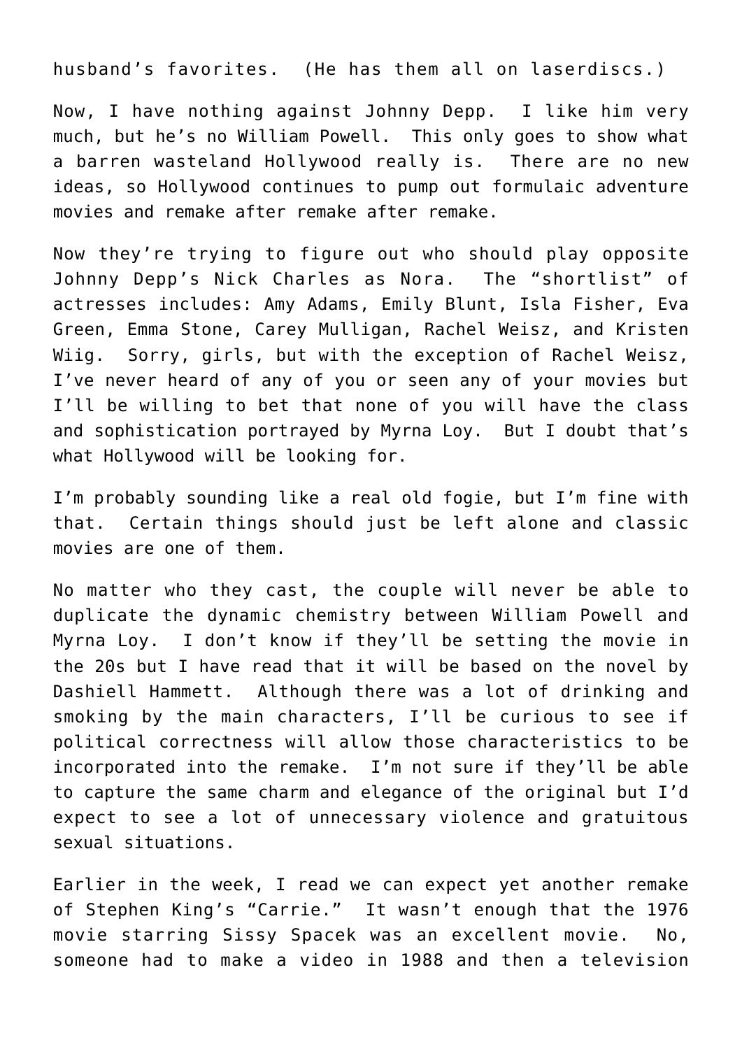husband's favorites. (He has them all on laserdiscs.)

Now, I have nothing against Johnny Depp. I like him very much, but he's no William Powell. This only goes to show what a barren wasteland Hollywood really is. There are no new ideas, so Hollywood continues to pump out formulaic adventure movies and remake after remake after remake.

Now they're trying to figure out who should play opposite Johnny Depp's Nick Charles as Nora. The "shortlist" of actresses includes: Amy Adams, Emily Blunt, Isla Fisher, Eva Green, Emma Stone, Carey Mulligan, Rachel Weisz, and Kristen Wiig. Sorry, girls, but with the exception of Rachel Weisz, I've never heard of any of you or seen any of your movies but I'll be willing to bet that none of you will have the class and sophistication portrayed by Myrna Loy. But I doubt that's what Hollywood will be looking for.

I'm probably sounding like a real old fogie, but I'm fine with that. Certain things should just be left alone and classic movies are one of them.

No matter who they cast, the couple will never be able to duplicate the dynamic chemistry between William Powell and Myrna Loy. I don't know if they'll be setting the movie in the 20s but I have read that it will be based on the novel by Dashiell Hammett. Although there was a lot of drinking and smoking by the main characters, I'll be curious to see if political correctness will allow those characteristics to be incorporated into the remake. I'm not sure if they'll be able to capture the same charm and elegance of the original but I'd expect to see a lot of unnecessary violence and gratuitous sexual situations.

Earlier in the week, I read we can expect yet another remake of Stephen King's "Carrie." It wasn't enough that the 1976 movie starring Sissy Spacek was an excellent movie. No, someone had to make a video in 1988 and then a television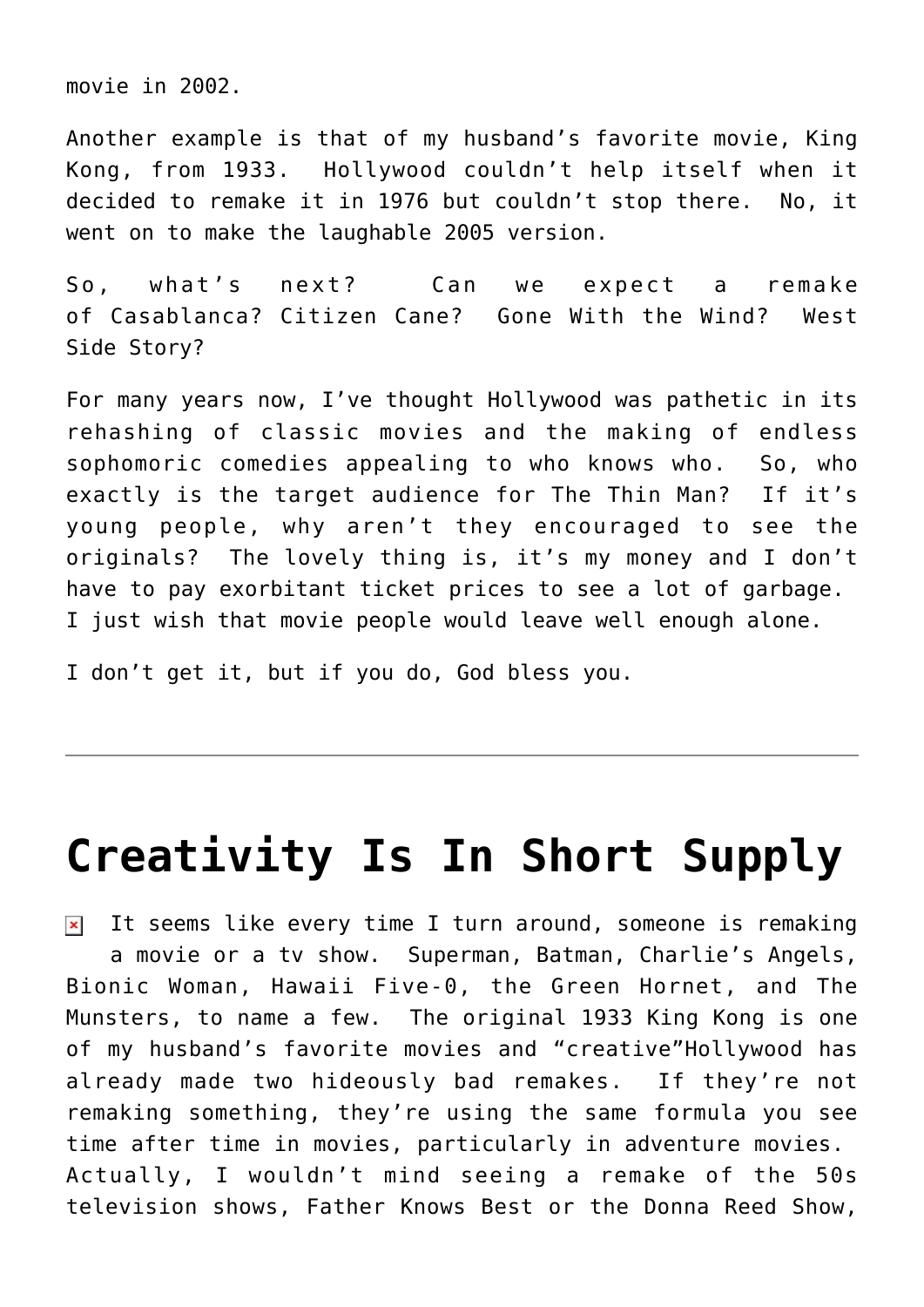movie in 2002.

Another example is that of my husband's favorite movie, King Kong, from 1933. Hollywood couldn't help itself when it decided to remake it in 1976 but couldn't stop there. No, it went on to make the laughable 2005 version.

So, what's next? Can we expect a remake of Casablanca? Citizen Cane? Gone With the Wind? West Side Story?

For many years now, I've thought Hollywood was pathetic in its rehashing of classic movies and the making of endless sophomoric comedies appealing to who knows who. So, who exactly is the target audience for The Thin Man? If it's young people, why aren't they encouraged to see the originals? The lovely thing is, it's my money and I don't have to pay exorbitant ticket prices to see a lot of garbage. I just wish that movie people would leave well enough alone.

I don't get it, but if you do, God bless you.

---

# Creativity Is In Short Supply

It seems like every time I turn around, someone is remaking a movie or a tv show. Superman, Batman, Charlie's Angels, Bionic Woman, Hawaii Five-0, the Green Hornet, and The Munsters, to name a few. The original 1933 King Kong is one of my husband's favorite movies and "creative"Hollywood has already made two hideously bad remakes. If they're not remaking something, they're using the same formula you see time after time in movies, particularly in adventure movies. Actually, I wouldn't mind seeing a remake of the 50s television shows, Father Knows Best or the Donna Reed Show,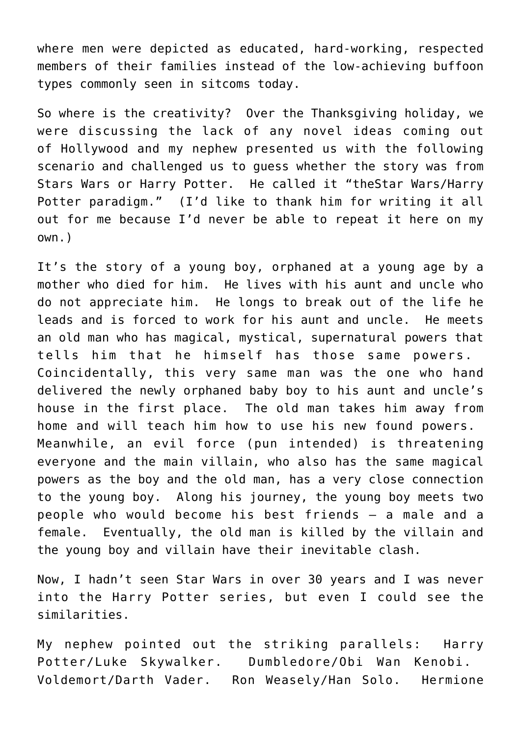where men were depicted as educated, hard-working, respected members of their families instead of the low-achieving buffoon types commonly seen in sitcoms today.

So where is the creativity? Over the Thanksgiving holiday, we were discussing the lack of any novel ideas coming out of Hollywood and my nephew presented us with the following scenario and challenged us to guess whether the story was from Stars Wars or Harry Potter. He called it "theStar Wars/Harry Potter paradigm." (I'd like to thank him for writing it all out for me because I'd never be able to repeat it here on my own.)

It's the story of a young boy, orphaned at a young age by a mother who died for him. He lives with his aunt and uncle who do not appreciate him. He longs to break out of the life he leads and is forced to work for his aunt and uncle. He meets an old man who has magical, mystical, supernatural powers that tells him that he himself has those same powers. Coincidentally, this very same man was the one who hand delivered the newly orphaned baby boy to his aunt and uncle's house in the first place. The old man takes him away from home and will teach him how to use his new found powers. Meanwhile, an evil force (pun intended) is threatening everyone and the main villain, who also has the same magical powers as the boy and the old man, has a very close connection to the young boy. Along his journey, the young boy meets two people who would become his best friends – a male and a female. Eventually, the old man is killed by the villain and the young boy and villain have their inevitable clash.

Now, I hadn't seen Star Wars in over 30 years and I was never into the Harry Potter series, but even I could see the similarities.

My nephew pointed out the striking parallels: Harry Potter/Luke Skywalker. Dumbledore/Obi Wan Kenobi. Voldemort/Darth Vader. Ron Weasely/Han Solo. Hermione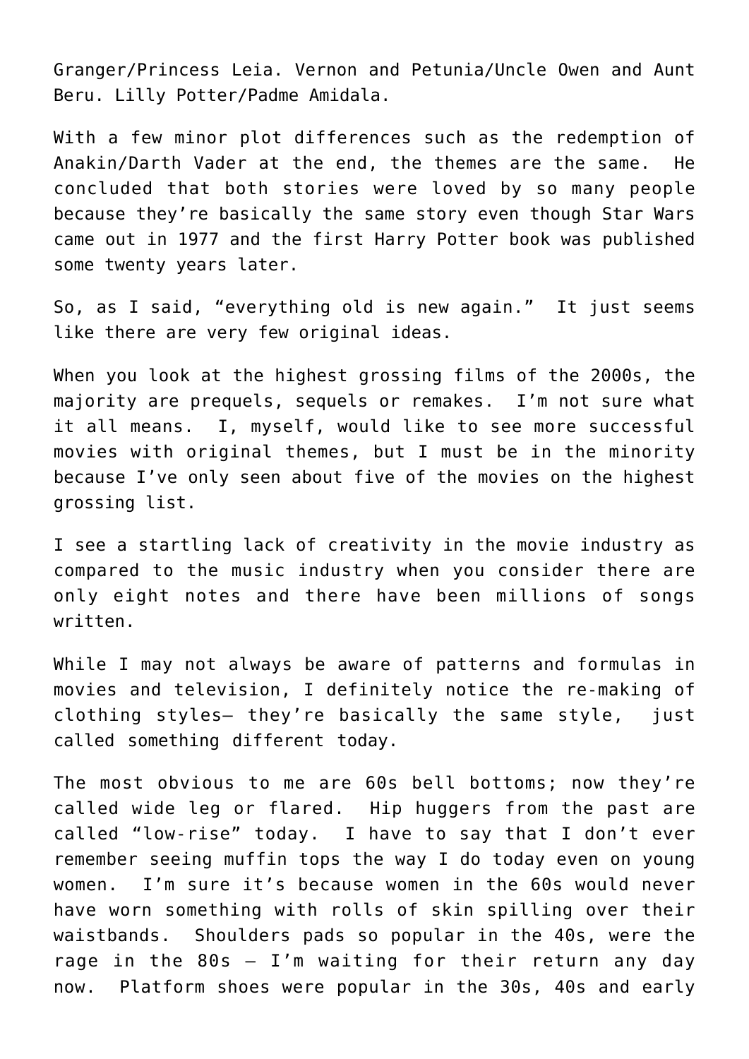Granger/Princess Leia. Vernon and Petunia/Uncle Owen and Aunt Beru. Lilly Potter/Padme Amidala.

With a few minor plot differences such as the redemption of Anakin/Darth Vader at the end, the themes are the same. He concluded that both stories were loved by so many people because they're basically the same story even though Star Wars came out in 1977 and the first Harry Potter book was published some twenty years later.

So, as I said, "everything old is new again." It just seems like there are very few original ideas.

When you look at the highest grossing films of the 2000s, the majority are prequels, sequels or remakes. I'm not sure what it all means. I, myself, would like to see more successful movies with original themes, but I must be in the minority because I've only seen about five of the movies on the highest grossing list.

I see a startling lack of creativity in the movie industry as compared to the music industry when you consider there are only eight notes and there have been millions of songs written.

While I may not always be aware of patterns and formulas in movies and television, I definitely notice the re-making of clothing styles— they're basically the same style, just called something different today.

The most obvious to me are 60s bell bottoms; now they're called wide leg or flared. Hip huggers from the past are called "low-rise" today. I have to say that I don't ever remember seeing muffin tops the way I do today even on young women. I'm sure it's because women in the 60s would never have worn something with rolls of skin spilling over their waistbands. Shoulders pads so popular in the 40s, were the rage in the 80s – I'm waiting for their return any day now. Platform shoes were popular in the 30s, 40s and early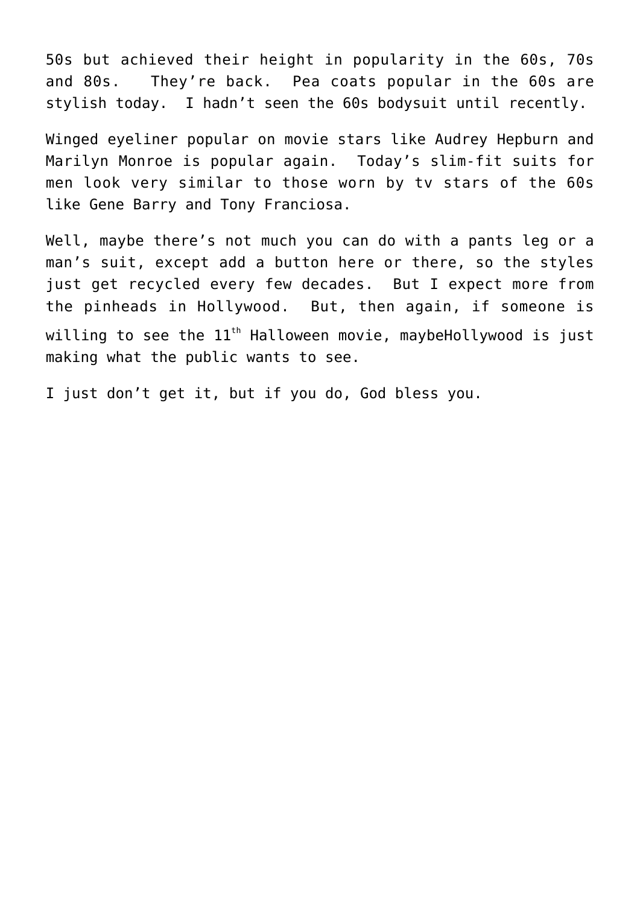50s but achieved their height in popularity in the 60s, 70s and 80s. They're back. Pea coats popular in the 60s are stylish today. I hadn't seen the 60s bodysuit until recently.

Winged eyeliner popular on movie stars like Audrey Hepburn and Marilyn Monroe is popular again. Today's slim-fit suits for men look very similar to those worn by tv stars of the 60s like Gene Barry and Tony Franciosa.

Well, maybe there's not much you can do with a pants leg or a man's suit, except add a button here or there, so the styles just get recycled every few decades. But I expect more from the pinheads in Hollywood. But, then again, if someone is willing to see the 11th Halloween movie, maybeHollywood is just making what the public wants to see.

I just don't get it, but if you do, God bless you.